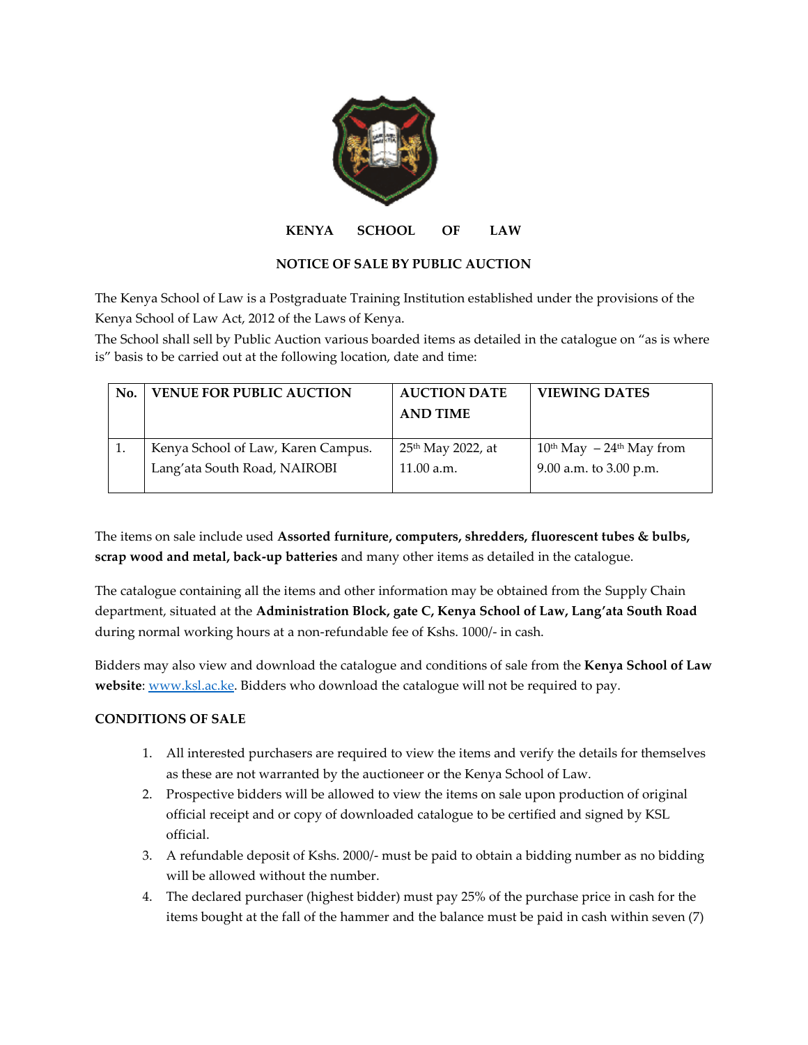# KENYA SCHOOL OF LAW

## NOTICE OF SALE BY PUBLIC AUCTION

The Kenya School of Law is a Postgraduate Training Institution established under the provisions of the Kenya School of Law Act, 2012 of the Laws of Kenya.

The School shall sell by Public Auction various boarded items as detailed in the catalogue on "as is where is" basis to be carried out at the following location, date and time:

| No. | VENUE FOR PUBLIC AUCTION | AUCTION DATE AND TIME | VIEWING DATES |
|---|---|---|---|
| 1. | Kenya School of Law, Karen Campus. Lang'ata South Road, NAIROBI | 25th May 2022, at 11.00 a.m. | 10th May – 24th May from 9.00 a.m. to 3.00 p.m. |

The items on sale include used **Assorted furniture, computers, shredders, fluorescent tubes & bulbs, scrap wood and metal, back-up batteries** and many other items as detailed in the catalogue.

The catalogue containing all the items and other information may be obtained from the Supply Chain department, situated at the **Administration Block, gate C, Kenya School of Law, Lang'ata South Road** during normal working hours at a non-refundable fee of Kshs. 1000/- in cash.

Bidders may also view and download the catalogue and conditions of sale from the **Kenya School of Law website**: [www.ksl.ac.ke](http://www.ksl.ac.ke). Bidders who download the catalogue will not be required to pay.

### CONDITIONS OF SALE

1. All interested purchasers are required to view the items and verify the details for themselves as these are not warranted by the auctioneer or the Kenya School of Law.
2. Prospective bidders will be allowed to view the items on sale upon production of original official receipt and or copy of downloaded catalogue to be certified and signed by KSL official.
3. A refundable deposit of Kshs. 2000/- must be paid to obtain a bidding number as no bidding will be allowed without the number.
4. The declared purchaser (highest bidder) must pay 25% of the purchase price in cash for the items bought at the fall of the hammer and the balance must be paid in cash within seven (7)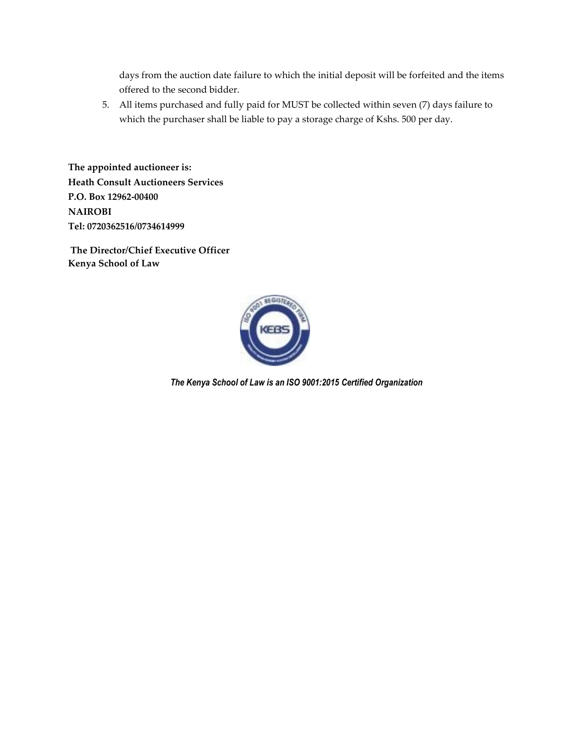days from the auction date failure to which the initial deposit will be forfeited and the items offered to the second bidder.

5. All items purchased and fully paid for MUST be collected within seven (7) days failure to which the purchaser shall be liable to pay a storage charge of Kshs. 500 per day.

**The appointed auctioneer is:**
**Heath Consult Auctioneers Services**
**P.O. Box 12962-00400**
**NAIROBI**
**Tel: 0720362516/0734614999**

**The Director/Chief Executive Officer**
**Kenya School of Law**

***The Kenya School of Law is an ISO 9001:2015 Certified Organization***